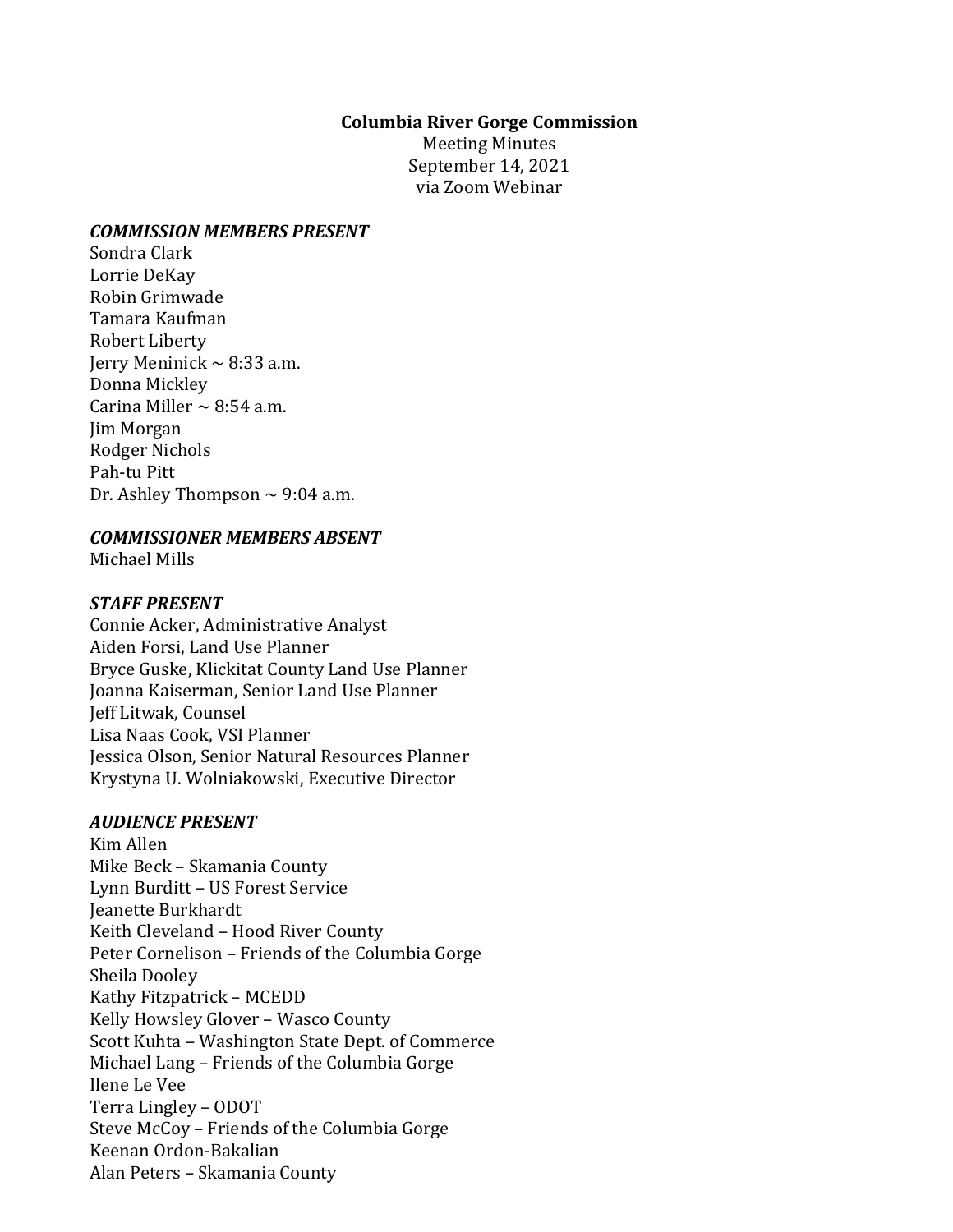**Columbia River Gorge Commission**

Meeting Minutes
September 14, 2021
via Zoom Webinar

***COMMISSION MEMBERS PRESENT***

Sondra Clark
Lorrie DeKay
Robin Grimwade
Tamara Kaufman
Robert Liberty
Jerry Meninick ~ 8:33 a.m.
Donna Mickley
Carina Miller ~ 8:54 a.m.
Jim Morgan
Rodger Nichols
Pah-tu Pitt
Dr. Ashley Thompson ~ 9:04 a.m.

***COMMISSIONER MEMBERS ABSENT***

Michael Mills

***STAFF PRESENT***

Connie Acker, Administrative Analyst
Aiden Forsi, Land Use Planner
Bryce Guske, Klickitat County Land Use Planner
Joanna Kaiserman, Senior Land Use Planner
Jeff Litwak, Counsel
Lisa Naas Cook, VSI Planner
Jessica Olson, Senior Natural Resources Planner
Krystyna U. Wolniakowski, Executive Director

***AUDIENCE PRESENT***

Kim Allen
Mike Beck – Skamania County
Lynn Burditt – US Forest Service
Jeanette Burkhardt
Keith Cleveland – Hood River County
Peter Cornelison – Friends of the Columbia Gorge
Sheila Dooley
Kathy Fitzpatrick – MCEDD
Kelly Howsley Glover – Wasco County
Scott Kuhta – Washington State Dept. of Commerce
Michael Lang – Friends of the Columbia Gorge
Ilene Le Vee
Terra Lingley – ODOT
Steve McCoy – Friends of the Columbia Gorge
Keenan Ordon-Bakalian
Alan Peters – Skamania County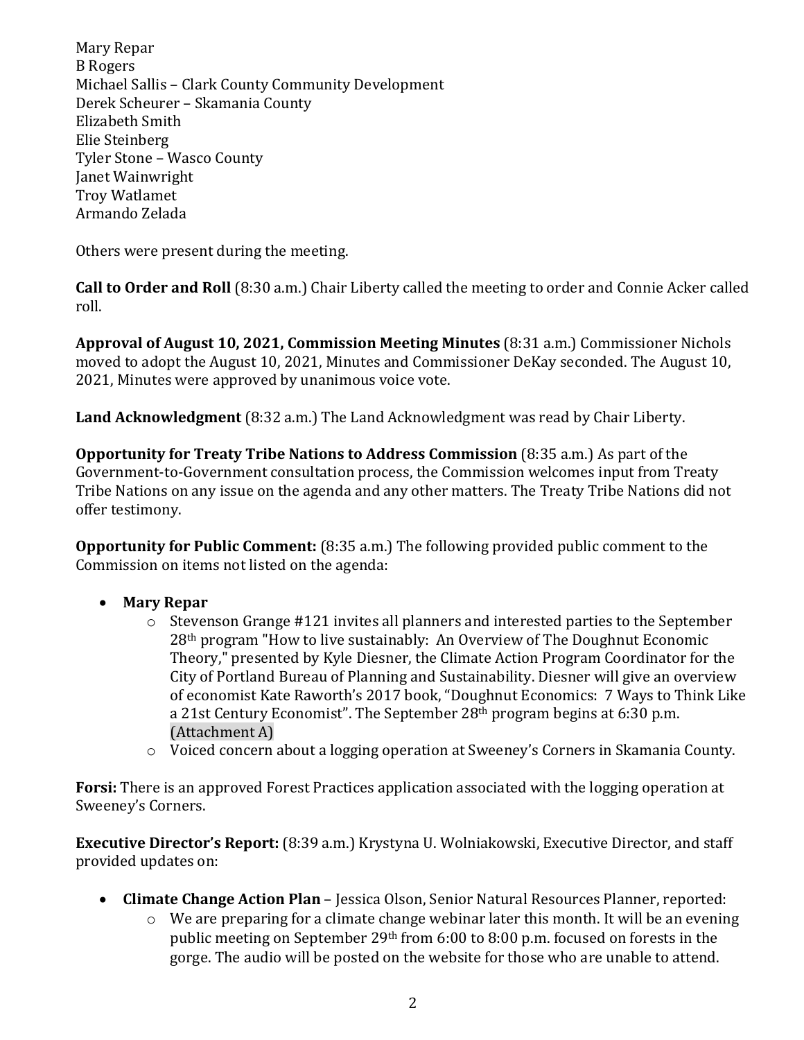Mary Repar
B Rogers
Michael Sallis – Clark County Community Development
Derek Scheurer – Skamania County
Elizabeth Smith
Elie Steinberg
Tyler Stone – Wasco County
Janet Wainwright
Troy Watlamet
Armando Zelada

Others were present during the meeting.

**Call to Order and Roll** (8:30 a.m.) Chair Liberty called the meeting to order and Connie Acker called roll.

**Approval of August 10, 2021, Commission Meeting Minutes** (8:31 a.m.) Commissioner Nichols moved to adopt the August 10, 2021, Minutes and Commissioner DeKay seconded. The August 10, 2021, Minutes were approved by unanimous voice vote.

**Land Acknowledgment** (8:32 a.m.) The Land Acknowledgment was read by Chair Liberty.

**Opportunity for Treaty Tribe Nations to Address Commission** (8:35 a.m.) As part of the Government-to-Government consultation process, the Commission welcomes input from Treaty Tribe Nations on any issue on the agenda and any other matters. The Treaty Tribe Nations did not offer testimony.

**Opportunity for Public Comment:** (8:35 a.m.) The following provided public comment to the Commission on items not listed on the agenda:

- **Mary Repar**
  - Stevenson Grange #121 invites all planners and interested parties to the September 28th program "How to live sustainably: An Overview of The Doughnut Economic Theory," presented by Kyle Diesner, the Climate Action Program Coordinator for the City of Portland Bureau of Planning and Sustainability. Diesner will give an overview of economist Kate Raworth's 2017 book, "Doughnut Economics: 7 Ways to Think Like a 21st Century Economist". The September 28th program begins at 6:30 p.m. (Attachment A)
  - Voiced concern about a logging operation at Sweeney's Corners in Skamania County.

**Forsi:** There is an approved Forest Practices application associated with the logging operation at Sweeney's Corners.

**Executive Director's Report:** (8:39 a.m.) Krystyna U. Wolniakowski, Executive Director, and staff provided updates on:

- **Climate Change Action Plan** – Jessica Olson, Senior Natural Resources Planner, reported:
  - We are preparing for a climate change webinar later this month. It will be an evening public meeting on September 29th from 6:00 to 8:00 p.m. focused on forests in the gorge. The audio will be posted on the website for those who are unable to attend.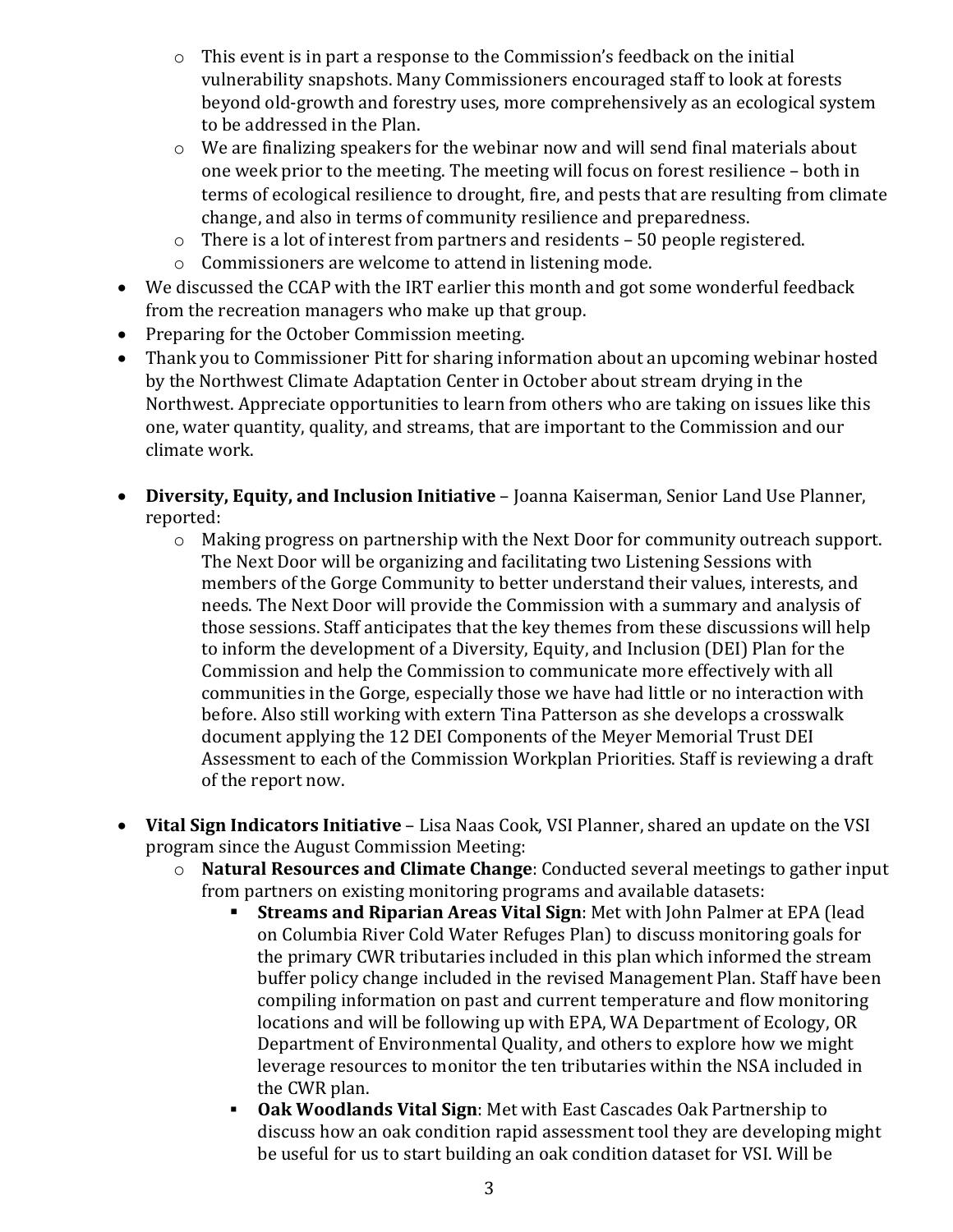- This event is in part a response to the Commission's feedback on the initial vulnerability snapshots. Many Commissioners encouraged staff to look at forests beyond old-growth and forestry uses, more comprehensively as an ecological system to be addressed in the Plan.
  - We are finalizing speakers for the webinar now and will send final materials about one week prior to the meeting. The meeting will focus on forest resilience – both in terms of ecological resilience to drought, fire, and pests that are resulting from climate change, and also in terms of community resilience and preparedness.
  - There is a lot of interest from partners and residents – 50 people registered.
  - Commissioners are welcome to attend in listening mode.
- We discussed the CCAP with the IRT earlier this month and got some wonderful feedback from the recreation managers who make up that group.
- Preparing for the October Commission meeting.
- Thank you to Commissioner Pitt for sharing information about an upcoming webinar hosted by the Northwest Climate Adaptation Center in October about stream drying in the Northwest. Appreciate opportunities to learn from others who are taking on issues like this one, water quantity, quality, and streams, that are important to the Commission and our climate work.

- **Diversity, Equity, and Inclusion Initiative** – Joanna Kaiserman, Senior Land Use Planner, reported:
  - Making progress on partnership with the Next Door for community outreach support. The Next Door will be organizing and facilitating two Listening Sessions with members of the Gorge Community to better understand their values, interests, and needs. The Next Door will provide the Commission with a summary and analysis of those sessions. Staff anticipates that the key themes from these discussions will help to inform the development of a Diversity, Equity, and Inclusion (DEI) Plan for the Commission and help the Commission to communicate more effectively with all communities in the Gorge, especially those we have had little or no interaction with before. Also still working with extern Tina Patterson as she develops a crosswalk document applying the 12 DEI Components of the Meyer Memorial Trust DEI Assessment to each of the Commission Workplan Priorities. Staff is reviewing a draft of the report now.

- **Vital Sign Indicators Initiative** – Lisa Naas Cook, VSI Planner, shared an update on the VSI program since the August Commission Meeting:
  - **Natural Resources and Climate Change**: Conducted several meetings to gather input from partners on existing monitoring programs and available datasets:
    - **Streams and Riparian Areas Vital Sign**: Met with John Palmer at EPA (lead on Columbia River Cold Water Refuges Plan) to discuss monitoring goals for the primary CWR tributaries included in this plan which informed the stream buffer policy change included in the revised Management Plan. Staff have been compiling information on past and current temperature and flow monitoring locations and will be following up with EPA, WA Department of Ecology, OR Department of Environmental Quality, and others to explore how we might leverage resources to monitor the ten tributaries within the NSA included in the CWR plan.
    - **Oak Woodlands Vital Sign**: Met with East Cascades Oak Partnership to discuss how an oak condition rapid assessment tool they are developing might be useful for us to start building an oak condition dataset for VSI. Will be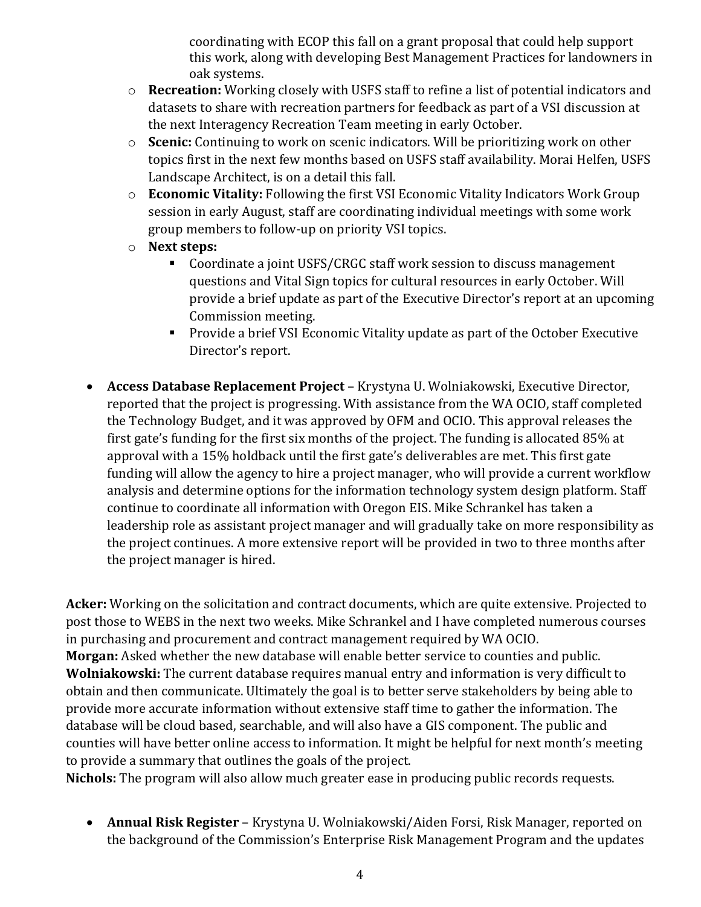coordinating with ECOP this fall on a grant proposal that could help support this work, along with developing Best Management Practices for landowners in oak systems.

- **Recreation:** Working closely with USFS staff to refine a list of potential indicators and datasets to share with recreation partners for feedback as part of a VSI discussion at the next Interagency Recreation Team meeting in early October.
- **Scenic:** Continuing to work on scenic indicators. Will be prioritizing work on other topics first in the next few months based on USFS staff availability. Morai Helfen, USFS Landscape Architect, is on a detail this fall.
- **Economic Vitality:** Following the first VSI Economic Vitality Indicators Work Group session in early August, staff are coordinating individual meetings with some work group members to follow-up on priority VSI topics.
- **Next steps:**
  - Coordinate a joint USFS/CRGC staff work session to discuss management questions and Vital Sign topics for cultural resources in early October. Will provide a brief update as part of the Executive Director's report at an upcoming Commission meeting.
  - Provide a brief VSI Economic Vitality update as part of the October Executive Director's report.

- **Access Database Replacement Project** – Krystyna U. Wolniakowski, Executive Director, reported that the project is progressing. With assistance from the WA OCIO, staff completed the Technology Budget, and it was approved by OFM and OCIO. This approval releases the first gate's funding for the first six months of the project. The funding is allocated 85% at approval with a 15% holdback until the first gate's deliverables are met. This first gate funding will allow the agency to hire a project manager, who will provide a current workflow analysis and determine options for the information technology system design platform. Staff continue to coordinate all information with Oregon EIS. Mike Schrankel has taken a leadership role as assistant project manager and will gradually take on more responsibility as the project continues. A more extensive report will be provided in two to three months after the project manager is hired.

**Acker:** Working on the solicitation and contract documents, which are quite extensive. Projected to post those to WEBS in the next two weeks. Mike Schrankel and I have completed numerous courses in purchasing and procurement and contract management required by WA OCIO.
**Morgan:** Asked whether the new database will enable better service to counties and public.
**Wolniakowski:** The current database requires manual entry and information is very difficult to obtain and then communicate. Ultimately the goal is to better serve stakeholders by being able to provide more accurate information without extensive staff time to gather the information. The database will be cloud based, searchable, and will also have a GIS component. The public and counties will have better online access to information. It might be helpful for next month's meeting to provide a summary that outlines the goals of the project.
**Nichols:** The program will also allow much greater ease in producing public records requests.

- **Annual Risk Register** – Krystyna U. Wolniakowski/Aiden Forsi, Risk Manager, reported on the background of the Commission's Enterprise Risk Management Program and the updates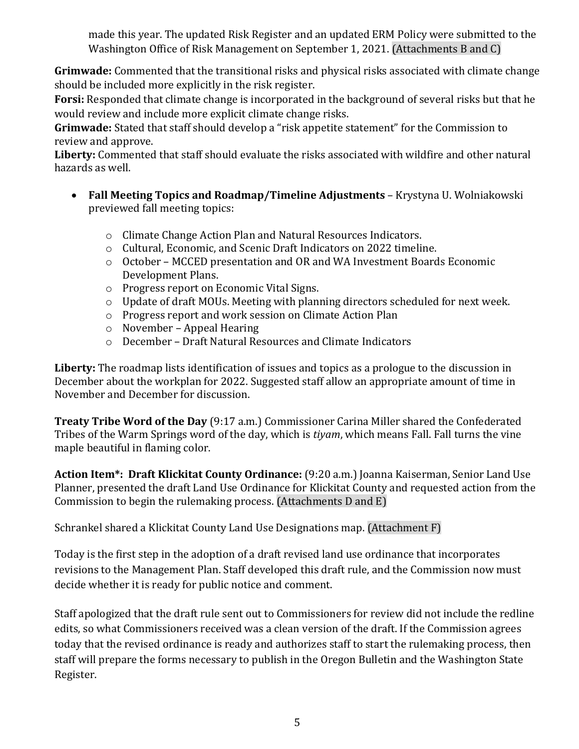made this year. The updated Risk Register and an updated ERM Policy were submitted to the Washington Office of Risk Management on September 1, 2021. (Attachments B and C)

**Grimwade:** Commented that the transitional risks and physical risks associated with climate change should be included more explicitly in the risk register.
**Forsi:** Responded that climate change is incorporated in the background of several risks but that he would review and include more explicit climate change risks.
**Grimwade:** Stated that staff should develop a "risk appetite statement" for the Commission to review and approve.
**Liberty:** Commented that staff should evaluate the risks associated with wildfire and other natural hazards as well.

- **Fall Meeting Topics and Roadmap/Timeline Adjustments** – Krystyna U. Wolniakowski previewed fall meeting topics:
  - Climate Change Action Plan and Natural Resources Indicators.
  - Cultural, Economic, and Scenic Draft Indicators on 2022 timeline.
  - October – MCCED presentation and OR and WA Investment Boards Economic Development Plans.
  - Progress report on Economic Vital Signs.
  - Update of draft MOUs. Meeting with planning directors scheduled for next week.
  - Progress report and work session on Climate Action Plan
  - November – Appeal Hearing
  - December – Draft Natural Resources and Climate Indicators

**Liberty:** The roadmap lists identification of issues and topics as a prologue to the discussion in December about the workplan for 2022. Suggested staff allow an appropriate amount of time in November and December for discussion.

**Treaty Tribe Word of the Day** (9:17 a.m.) Commissioner Carina Miller shared the Confederated Tribes of the Warm Springs word of the day, which is *tiyam*, which means Fall. Fall turns the vine maple beautiful in flaming color.

**Action Item*: Draft Klickitat County Ordinance:** (9:20 a.m.) Joanna Kaiserman, Senior Land Use Planner, presented the draft Land Use Ordinance for Klickitat County and requested action from the Commission to begin the rulemaking process. (Attachments D and E)

Schrankel shared a Klickitat County Land Use Designations map. (Attachment F)

Today is the first step in the adoption of a draft revised land use ordinance that incorporates revisions to the Management Plan. Staff developed this draft rule, and the Commission now must decide whether it is ready for public notice and comment.

Staff apologized that the draft rule sent out to Commissioners for review did not include the redline edits, so what Commissioners received was a clean version of the draft. If the Commission agrees today that the revised ordinance is ready and authorizes staff to start the rulemaking process, then staff will prepare the forms necessary to publish in the Oregon Bulletin and the Washington State Register.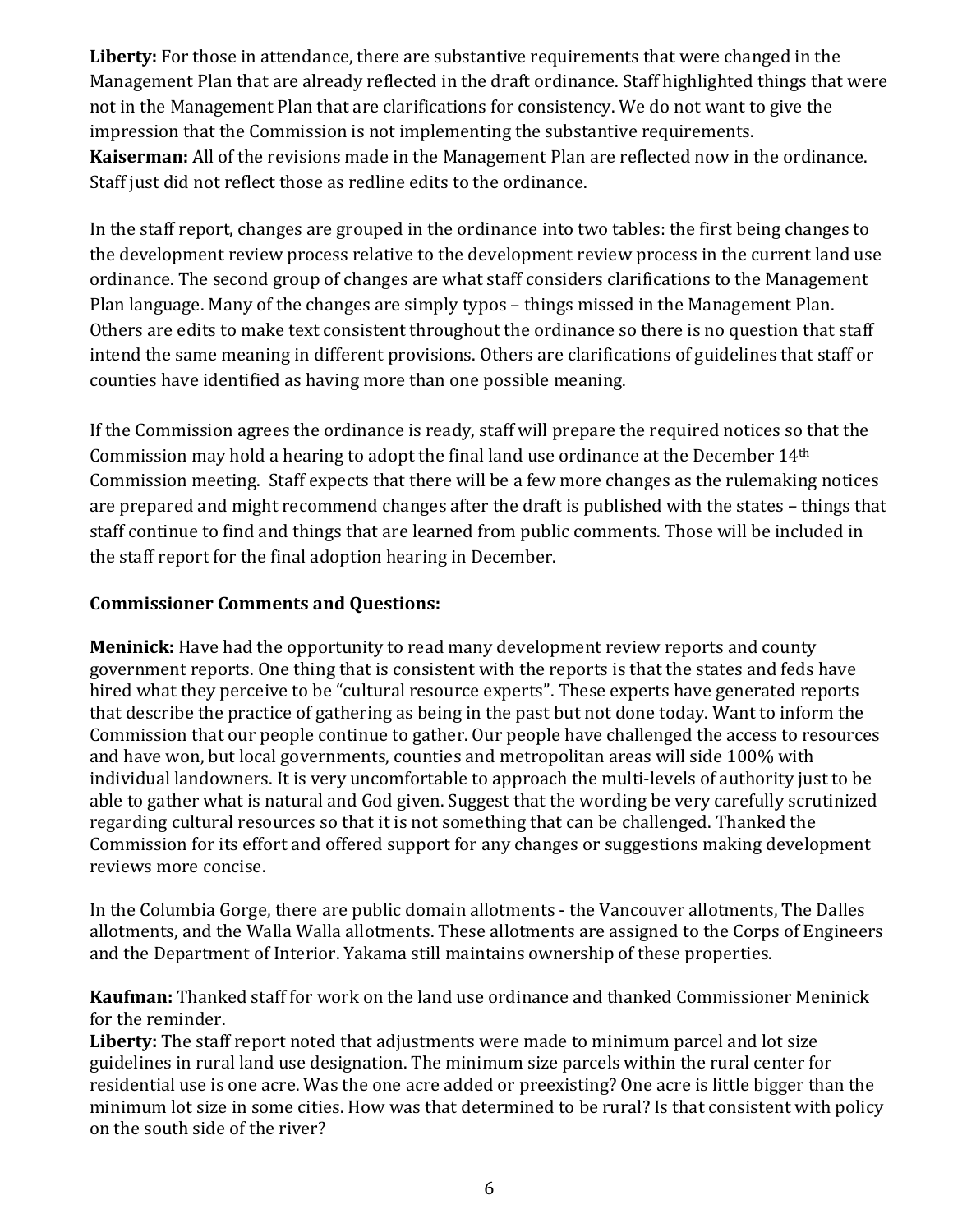**Liberty:** For those in attendance, there are substantive requirements that were changed in the Management Plan that are already reflected in the draft ordinance. Staff highlighted things that were not in the Management Plan that are clarifications for consistency. We do not want to give the impression that the Commission is not implementing the substantive requirements.
**Kaiserman:** All of the revisions made in the Management Plan are reflected now in the ordinance. Staff just did not reflect those as redline edits to the ordinance.

In the staff report, changes are grouped in the ordinance into two tables: the first being changes to the development review process relative to the development review process in the current land use ordinance. The second group of changes are what staff considers clarifications to the Management Plan language. Many of the changes are simply typos – things missed in the Management Plan. Others are edits to make text consistent throughout the ordinance so there is no question that staff intend the same meaning in different provisions. Others are clarifications of guidelines that staff or counties have identified as having more than one possible meaning.

If the Commission agrees the ordinance is ready, staff will prepare the required notices so that the Commission may hold a hearing to adopt the final land use ordinance at the December 14th Commission meeting. Staff expects that there will be a few more changes as the rulemaking notices are prepared and might recommend changes after the draft is published with the states – things that staff continue to find and things that are learned from public comments. Those will be included in the staff report for the final adoption hearing in December.

**Commissioner Comments and Questions:**

**Meninick:** Have had the opportunity to read many development review reports and county government reports. One thing that is consistent with the reports is that the states and feds have hired what they perceive to be "cultural resource experts". These experts have generated reports that describe the practice of gathering as being in the past but not done today. Want to inform the Commission that our people continue to gather. Our people have challenged the access to resources and have won, but local governments, counties and metropolitan areas will side 100% with individual landowners. It is very uncomfortable to approach the multi-levels of authority just to be able to gather what is natural and God given. Suggest that the wording be very carefully scrutinized regarding cultural resources so that it is not something that can be challenged. Thanked the Commission for its effort and offered support for any changes or suggestions making development reviews more concise.

In the Columbia Gorge, there are public domain allotments - the Vancouver allotments, The Dalles allotments, and the Walla Walla allotments. These allotments are assigned to the Corps of Engineers and the Department of Interior. Yakama still maintains ownership of these properties.

**Kaufman:** Thanked staff for work on the land use ordinance and thanked Commissioner Meninick for the reminder.
**Liberty:** The staff report noted that adjustments were made to minimum parcel and lot size guidelines in rural land use designation. The minimum size parcels within the rural center for residential use is one acre. Was the one acre added or preexisting? One acre is little bigger than the minimum lot size in some cities. How was that determined to be rural? Is that consistent with policy on the south side of the river?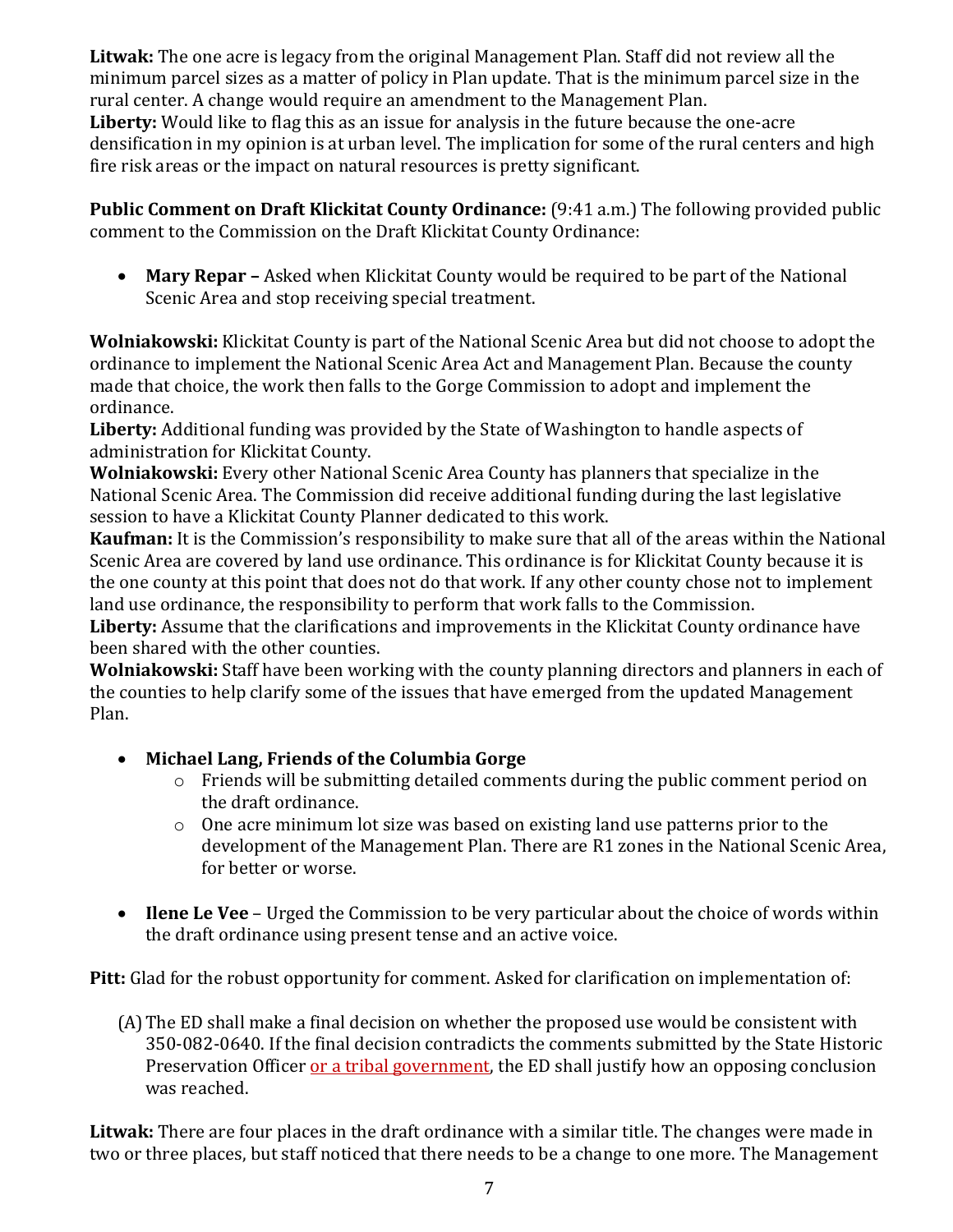**Litwak:** The one acre is legacy from the original Management Plan. Staff did not review all the minimum parcel sizes as a matter of policy in Plan update. That is the minimum parcel size in the rural center. A change would require an amendment to the Management Plan.
**Liberty:** Would like to flag this as an issue for analysis in the future because the one-acre densification in my opinion is at urban level. The implication for some of the rural centers and high fire risk areas or the impact on natural resources is pretty significant.

**Public Comment on Draft Klickitat County Ordinance:** (9:41 a.m.) The following provided public comment to the Commission on the Draft Klickitat County Ordinance:

- **Mary Repar –** Asked when Klickitat County would be required to be part of the National Scenic Area and stop receiving special treatment.

**Wolniakowski:** Klickitat County is part of the National Scenic Area but did not choose to adopt the ordinance to implement the National Scenic Area Act and Management Plan. Because the county made that choice, the work then falls to the Gorge Commission to adopt and implement the ordinance.
**Liberty:** Additional funding was provided by the State of Washington to handle aspects of administration for Klickitat County.
**Wolniakowski:** Every other National Scenic Area County has planners that specialize in the National Scenic Area. The Commission did receive additional funding during the last legislative session to have a Klickitat County Planner dedicated to this work.
**Kaufman:** It is the Commission's responsibility to make sure that all of the areas within the National Scenic Area are covered by land use ordinance. This ordinance is for Klickitat County because it is the one county at this point that does not do that work. If any other county chose not to implement land use ordinance, the responsibility to perform that work falls to the Commission.
**Liberty:** Assume that the clarifications and improvements in the Klickitat County ordinance have been shared with the other counties.
**Wolniakowski:** Staff have been working with the county planning directors and planners in each of the counties to help clarify some of the issues that have emerged from the updated Management Plan.

- **Michael Lang, Friends of the Columbia Gorge**
  - Friends will be submitting detailed comments during the public comment period on the draft ordinance.
  - One acre minimum lot size was based on existing land use patterns prior to the development of the Management Plan. There are R1 zones in the National Scenic Area, for better or worse.

- **Ilene Le Vee** – Urged the Commission to be very particular about the choice of words within the draft ordinance using present tense and an active voice.

**Pitt:** Glad for the robust opportunity for comment. Asked for clarification on implementation of:

(A) The ED shall make a final decision on whether the proposed use would be consistent with 350-082-0640. If the final decision contradicts the comments submitted by the State Historic Preservation Officer or a tribal government, the ED shall justify how an opposing conclusion was reached.

**Litwak:** There are four places in the draft ordinance with a similar title. The changes were made in two or three places, but staff noticed that there needs to be a change to one more. The Management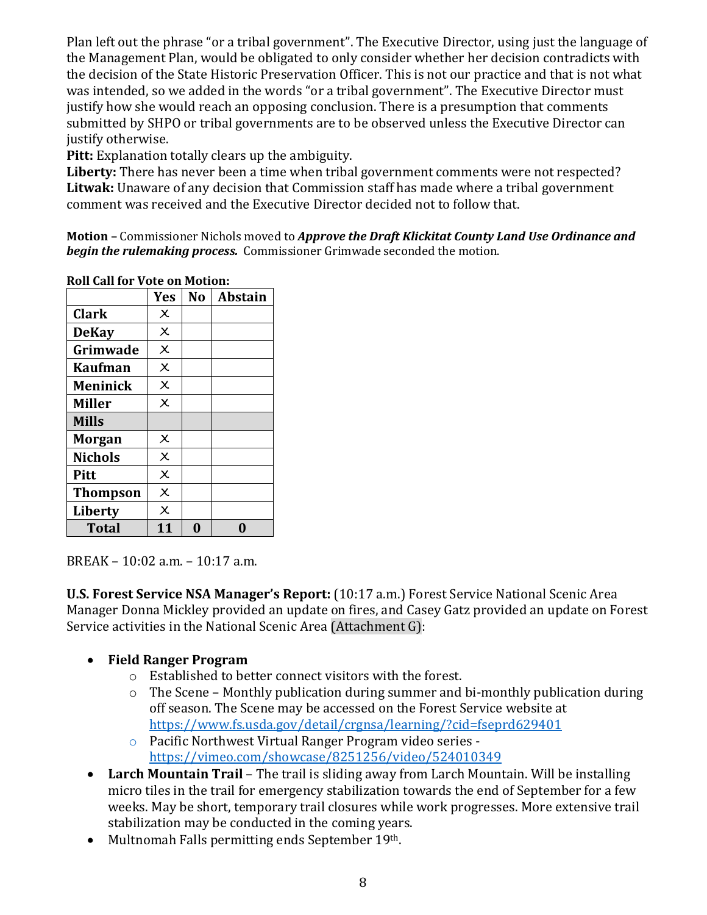Plan left out the phrase "or a tribal government". The Executive Director, using just the language of the Management Plan, would be obligated to only consider whether her decision contradicts with the decision of the State Historic Preservation Officer. This is not our practice and that is not what was intended, so we added in the words "or a tribal government". The Executive Director must justify how she would reach an opposing conclusion. There is a presumption that comments submitted by SHPO or tribal governments are to be observed unless the Executive Director can justify otherwise.
**Pitt:** Explanation totally clears up the ambiguity.
**Liberty:** There has never been a time when tribal government comments were not respected?
**Litwak:** Unaware of any decision that Commission staff has made where a tribal government comment was received and the Executive Director decided not to follow that.

**Motion –** Commissioner Nichols moved to ***Approve the Draft Klickitat County Land Use Ordinance and begin the rulemaking process.*** Commissioner Grimwade seconded the motion.

**Roll Call for Vote on Motion:**

| | Yes | No | Abstain |
|---|---|---|---|
| **Clark** | X | | |
| **DeKay** | X | | |
| **Grimwade** | X | | |
| **Kaufman** | X | | |
| **Meninick** | X | | |
| **Miller** | X | | |
| **Mills** | | | |
| **Morgan** | X | | |
| **Nichols** | X | | |
| **Pitt** | X | | |
| **Thompson** | X | | |
| **Liberty** | X | | |
| **Total** | **11** | **0** | **0** |

BREAK – 10:02 a.m. – 10:17 a.m.

**U.S. Forest Service NSA Manager's Report:** (10:17 a.m.) Forest Service National Scenic Area Manager Donna Mickley provided an update on fires, and Casey Gatz provided an update on Forest Service activities in the National Scenic Area (Attachment G):

- **Field Ranger Program**
  - Established to better connect visitors with the forest.
  - The Scene – Monthly publication during summer and bi-monthly publication during off season. The Scene may be accessed on the Forest Service website at https://www.fs.usda.gov/detail/crgnsa/learning/?cid=fseprd629401
  - Pacific Northwest Virtual Ranger Program video series - https://vimeo.com/showcase/8251256/video/524010349
- **Larch Mountain Trail** – The trail is sliding away from Larch Mountain. Will be installing micro tiles in the trail for emergency stabilization towards the end of September for a few weeks. May be short, temporary trail closures while work progresses. More extensive trail stabilization may be conducted in the coming years.
- Multnomah Falls permitting ends September 19th.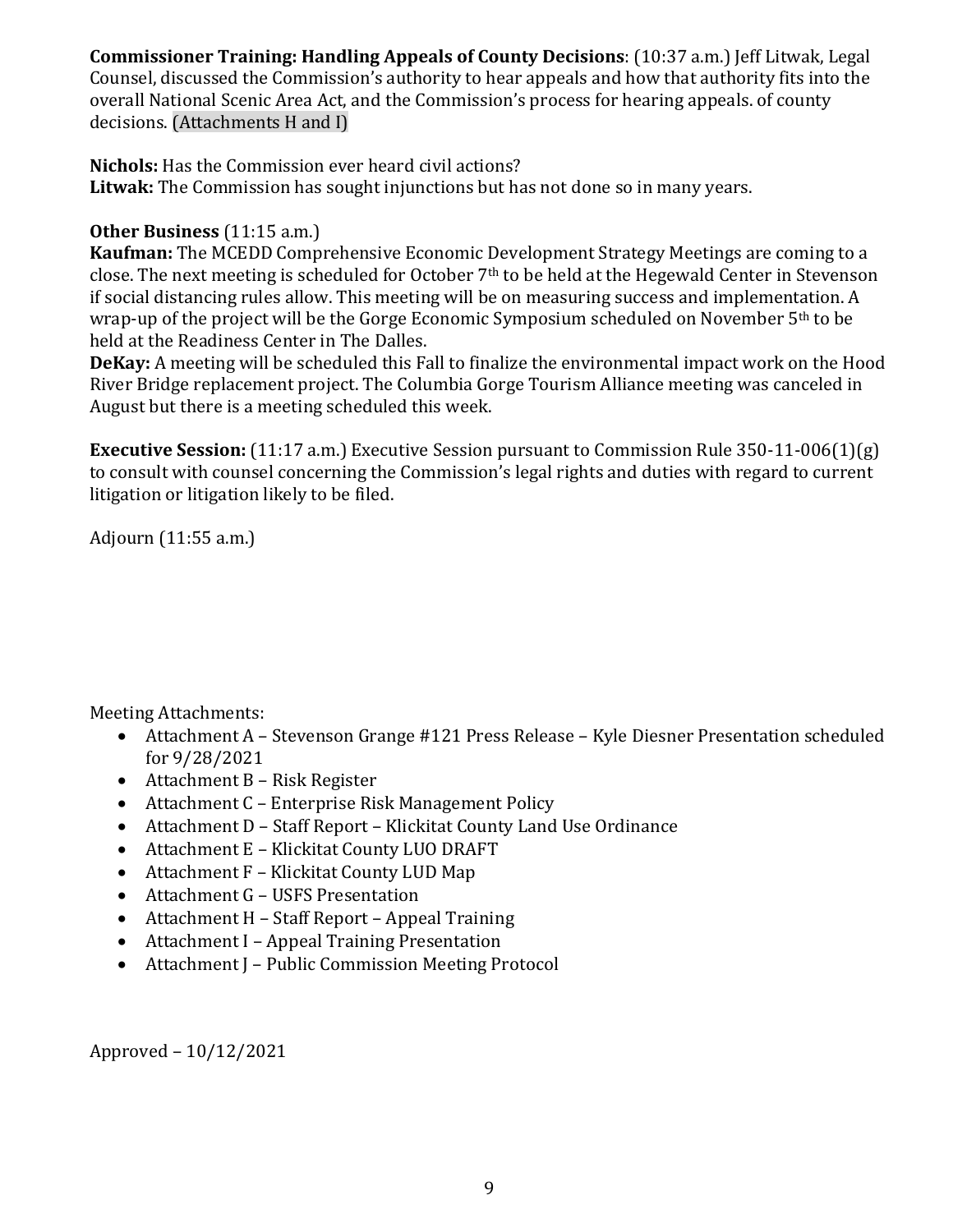**Commissioner Training: Handling Appeals of County Decisions**: (10:37 a.m.) Jeff Litwak, Legal Counsel, discussed the Commission's authority to hear appeals and how that authority fits into the overall National Scenic Area Act, and the Commission's process for hearing appeals. of county decisions. (Attachments H and I)

**Nichols:** Has the Commission ever heard civil actions?
**Litwak:** The Commission has sought injunctions but has not done so in many years.

**Other Business** (11:15 a.m.)
**Kaufman:** The MCEDD Comprehensive Economic Development Strategy Meetings are coming to a close. The next meeting is scheduled for October 7th to be held at the Hegewald Center in Stevenson if social distancing rules allow. This meeting will be on measuring success and implementation. A wrap-up of the project will be the Gorge Economic Symposium scheduled on November 5th to be held at the Readiness Center in The Dalles.
**DeKay:** A meeting will be scheduled this Fall to finalize the environmental impact work on the Hood River Bridge replacement project. The Columbia Gorge Tourism Alliance meeting was canceled in August but there is a meeting scheduled this week.

**Executive Session:** (11:17 a.m.) Executive Session pursuant to Commission Rule 350-11-006(1)(g) to consult with counsel concerning the Commission's legal rights and duties with regard to current litigation or litigation likely to be filed.

Adjourn (11:55 a.m.)

Meeting Attachments:

- Attachment A – Stevenson Grange #121 Press Release – Kyle Diesner Presentation scheduled for 9/28/2021
- Attachment B – Risk Register
- Attachment C – Enterprise Risk Management Policy
- Attachment D – Staff Report – Klickitat County Land Use Ordinance
- Attachment E – Klickitat County LUO DRAFT
- Attachment F – Klickitat County LUD Map
- Attachment G – USFS Presentation
- Attachment H – Staff Report – Appeal Training
- Attachment I – Appeal Training Presentation
- Attachment J – Public Commission Meeting Protocol

Approved – 10/12/2021